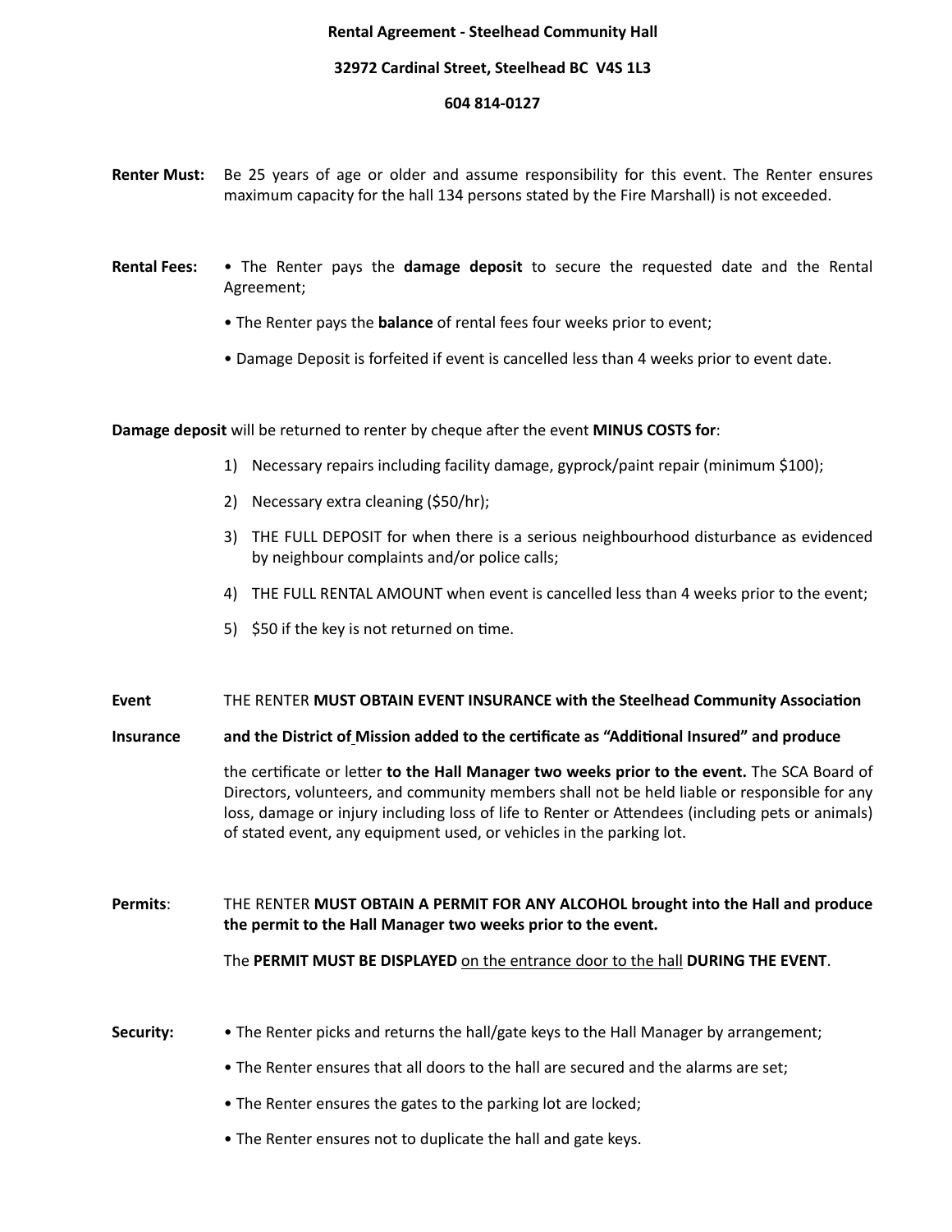**Rental Agreement - Steelhead Community Hall**

**32972 Cardinal Street, Steelhead BC  V4S 1L3**

**604 814-0127**

**Renter Must:** Be 25 years of age or older and assume responsibility for this event. The Renter ensures maximum capacity for the hall 134 persons stated by the Fire Marshall) is not exceeded.

**Rental Fees:**

- The Renter pays the **damage deposit** to secure the requested date and the Rental Agreement;
- The Renter pays the **balance** of rental fees four weeks prior to event;
- Damage Deposit is forfeited if event is cancelled less than 4 weeks prior to event date.

**Damage deposit** will be returned to renter by cheque after the event **MINUS COSTS for**:

1) Necessary repairs including facility damage, gyprock/paint repair (minimum $100);
2) Necessary extra cleaning ($50/hr);
3) THE FULL DEPOSIT for when there is a serious neighbourhood disturbance as evidenced by neighbour complaints and/or police calls;
4) THE FULL RENTAL AMOUNT when event is cancelled less than 4 weeks prior to the event;
5) $50 if the key is not returned on time.

**Event Insurance:** THE RENTER **MUST OBTAIN EVENT INSURANCE with the Steelhead Community Association and the District of Mission added to the certificate as "Additional Insured" and produce** the certificate or letter **to the Hall Manager two weeks prior to the event.** The SCA Board of Directors, volunteers, and community members shall not be held liable or responsible for any loss, damage or injury including loss of life to Renter or Attendees (including pets or animals) of stated event, any equipment used, or vehicles in the parking lot.

**Permits**: THE RENTER **MUST OBTAIN A PERMIT FOR ANY ALCOHOL brought into the Hall and produce the permit to the Hall Manager two weeks prior to the event.**

The **PERMIT MUST BE DISPLAYED** on the entrance door to the hall **DURING THE EVENT**.

**Security:**

- The Renter picks and returns the hall/gate keys to the Hall Manager by arrangement;
- The Renter ensures that all doors to the hall are secured and the alarms are set;
- The Renter ensures the gates to the parking lot are locked;
- The Renter ensures not to duplicate the hall and gate keys.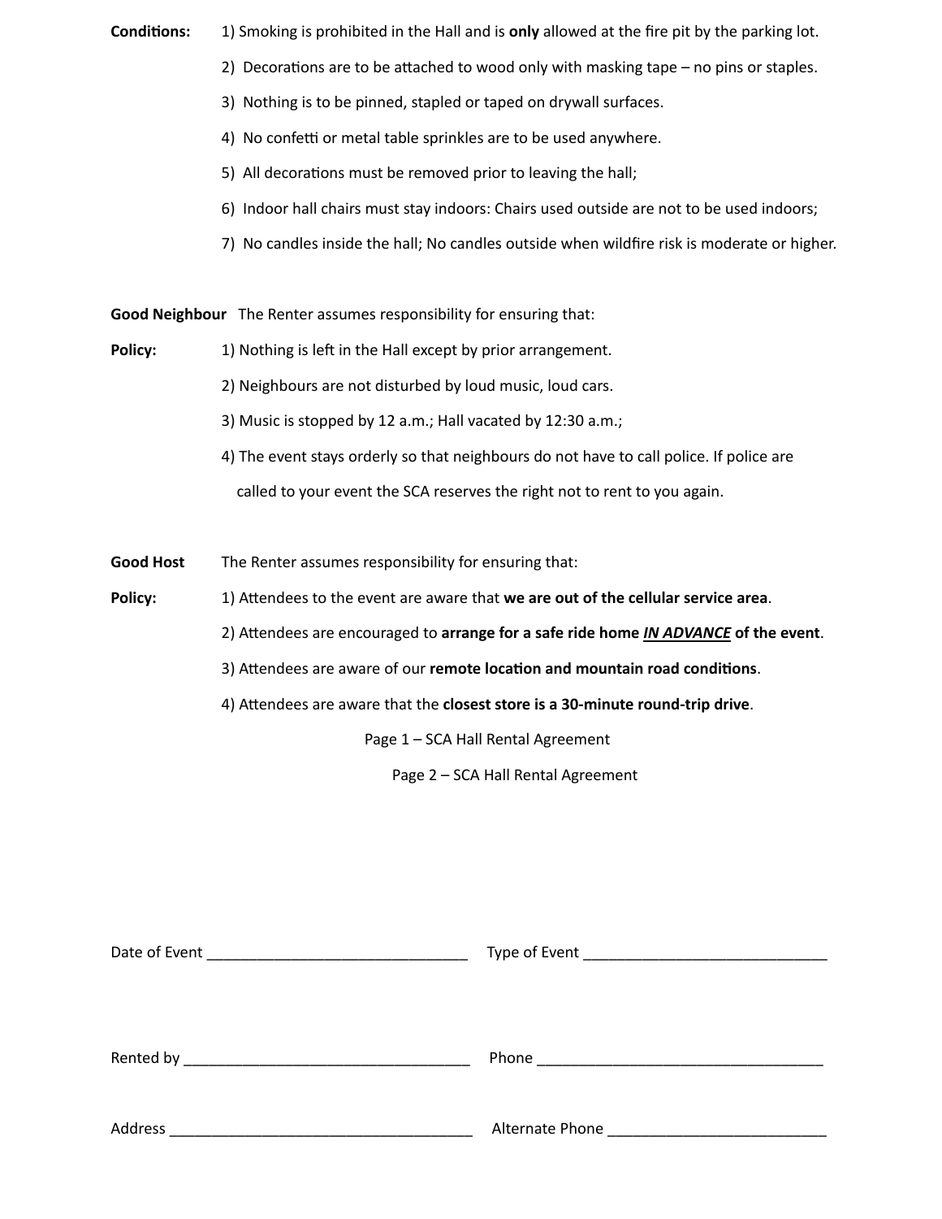**Conditions:**

1) Smoking is prohibited in the Hall and is **only** allowed at the fire pit by the parking lot.
2) Decorations are to be attached to wood only with masking tape – no pins or staples.
3) Nothing is to be pinned, stapled or taped on drywall surfaces.
4) No confetti or metal table sprinkles are to be used anywhere.
5) All decorations must be removed prior to leaving the hall;
6) Indoor hall chairs must stay indoors: Chairs used outside are not to be used indoors;
7) No candles inside the hall; No candles outside when wildfire risk is moderate or higher.

**Good Neighbour Policy:** The Renter assumes responsibility for ensuring that:

1) Nothing is left in the Hall except by prior arrangement.
2) Neighbours are not disturbed by loud music, loud cars.
3) Music is stopped by 12 a.m.; Hall vacated by 12:30 a.m.;
4) The event stays orderly so that neighbours do not have to call police. If police are called to your event the SCA reserves the right not to rent to you again.

**Good Host Policy:** The Renter assumes responsibility for ensuring that:

1) Attendees to the event are aware that **we are out of the cellular service area**.
2) Attendees are encouraged to **arrange for a safe ride home *IN ADVANCE* of the event**.
3) Attendees are aware of our **remote location and mountain road conditions**.
4) Attendees are aware that the **closest store is a 30-minute round-trip drive**.

Page 1 – SCA Hall Rental Agreement

Page 2 – SCA Hall Rental Agreement

Date of Event _______________________________ Type of Event _____________________________

Rented by __________________________________ Phone __________________________________

Address ____________________________________ Alternate Phone __________________________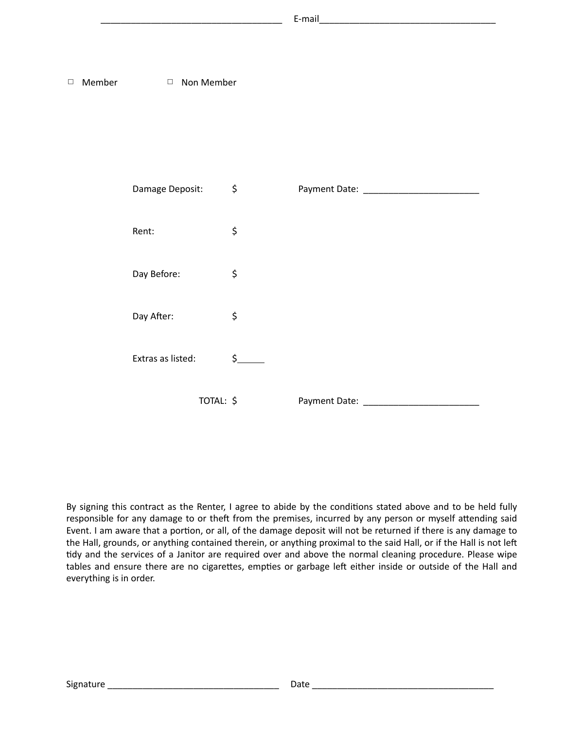____________________________________ E-mail____________________________________

☐ Member ☐ Non Member

| | | | |
|---|---|---|---|
| Damage Deposit: | $ | Payment Date: | _______________________ |
| Rent: | $ | | |
| Day Before: | $ | | |
| Day After: | $ | | |
| Extras as listed: | $_____ | | |
| TOTAL: | $ | Payment Date: | _______________________ |

By signing this contract as the Renter, I agree to abide by the conditions stated above and to be held fully responsible for any damage to or theft from the premises, incurred by any person or myself attending said Event. I am aware that a portion, or all, of the damage deposit will not be returned if there is any damage to the Hall, grounds, or anything contained therein, or anything proximal to the said Hall, or if the Hall is not left tidy and the services of a Janitor are required over and above the normal cleaning procedure. Please wipe tables and ensure there are no cigarettes, empties or garbage left either inside or outside of the Hall and everything is in order.

Signature ___________________________________ Date _____________________________________